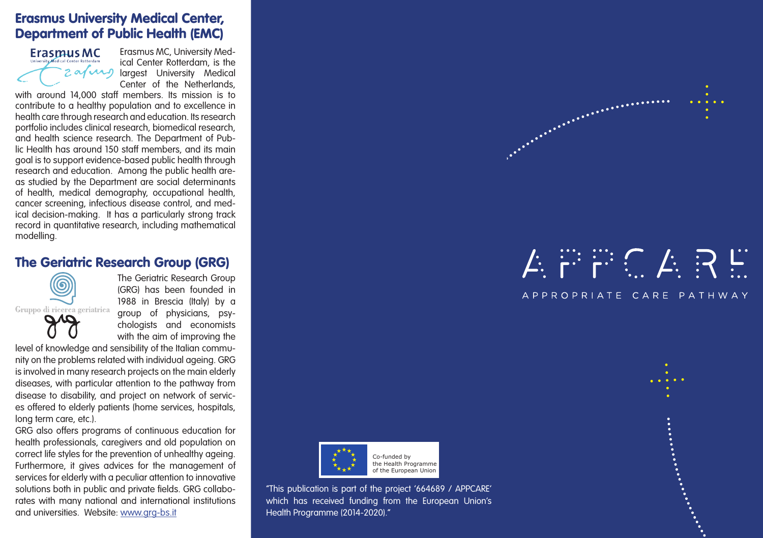## Erasmus University Medical Center, Department of Public Health (EMC)

Erasmus MC, University Medical Center Rotterdam, is the largest University Medical Center of the Netherlands, with around 14,000 staff members. Its mission is to contribute to a healthy population and to excellence in health care through research and education. Its research portfolio includes clinical research, biomedical research, and health science research. The Department of Public Health has around 150 staff members, and its main goal is to support evidence-based public health through research and education. Among the public health areas studied by the Department are social determinants of health, medical demography, occupational health, cancer screening, infectious disease control, and medical decision-making. It has a particularly strong track record in quantitative research, including mathematical modelling.

## The Geriatric Research Group (GRG)

The Geriatric Research Group (GRG) has been founded in 1988 in Brescia (Italy) by a group of physicians, psychologists and economists with the aim of improving the level of knowledge and sensibility of the Italian community on the problems related with individual ageing. GRG is involved in many research projects on the main elderly diseases, with particular attention to the pathway from disease to disability, and project on network of services offered to elderly patients (home services, hospitals, long term care, etc.).

GRG also offers programs of continuous education for health professionals, caregivers and old population on correct life styles for the prevention of unhealthy ageing. Furthermore, it gives advices for the management of services for elderly with a peculiar attention to innovative solutions both in public and private fields. GRG collaborates with many national and international institutions and universities. Website: www.grg-bs.it

# APPCARE

APPROPRIATE CARE PATHWAY

Co-funded by the Health Programme of the European Union

"This publication is part of the project '664689 / APPCARE' which has received funding from the European Union's Health Programme (2014-2020)."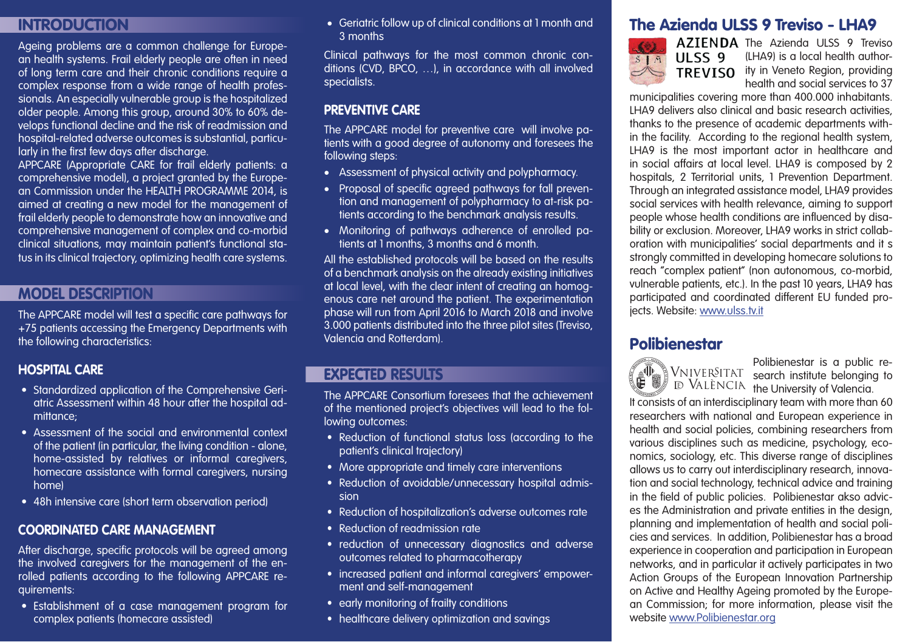## INTRODUCTION

Ageing problems are a common challenge for European health systems. Frail elderly people are often in need of long term care and their chronic conditions require a complex response from a wide range of health professionals. An especially vulnerable group is the hospitalized older people. Among this group, around 30% to 60% develops functional decline and the risk of readmission and hospital-related adverse outcomes is substantial, particularly in the first few days after discharge.

APPCARE (Appropriate CARE for frail elderly patients: a comprehensive model), a project granted by the European Commission under the HEALTH PROGRAMME 2014, is aimed at creating a new model for the management of frail elderly people to demonstrate how an innovative and comprehensive management of complex and co-morbid clinical situations, may maintain patient's functional status in its clinical trajectory, optimizing health care systems.

## MODEL DESCRIPTION

The APPCARE model will test a specific care pathways for +75 patients accessing the Emergency Departments with the following characteristics:

### HOSPITAL CARE

- Standardized application of the Comprehensive Geriatric Assessment within 48 hour after the hospital admittance;
- Assessment of the social and environmental context of the patient (in particular, the living condition - alone, home-assisted by relatives or informal caregivers, homecare assistance with formal caregivers, nursing home)
- 48h intensive care (short term observation period)

### COORDINATED CARE MANAGEMENT

After discharge, specific protocols will be agreed among the involved caregivers for the management of the enrolled patients according to the following APPCARE requirements:

- Establishment of a case management program for complex patients (homecare assisted)
- Geriatric follow up of clinical conditions at 1 month and 3 months

Clinical pathways for the most common chronic conditions (CVD, BPCO, …), in accordance with all involved specialists.

### PREVENTIVE CARE

The APPCARE model for preventive care will involve patients with a good degree of autonomy and foresees the following steps:

- Assessment of physical activity and polypharmacy.
- Proposal of specific agreed pathways for fall prevention and management of polypharmacy to at-risk patients according to the benchmark analysis results.
- Monitoring of pathways adherence of enrolled patients at 1 months, 3 months and 6 month.

All the established protocols will be based on the results of a benchmark analysis on the already existing initiatives at local level, with the clear intent of creating an homogenous care net around the patient. The experimentation phase will run from April 2016 to March 2018 and involve 3.000 patients distributed into the three pilot sites (Treviso, Valencia and Rotterdam).

## EXPECTED RESULTS

The APPCARE Consortium foresees that the achievement of the mentioned project's objectives will lead to the following outcomes:

- Reduction of functional status loss (according to the patient's clinical trajectory)
- More appropriate and timely care interventions
- Reduction of avoidable/unnecessary hospital admission
- Reduction of hospitalization's adverse outcomes rate
- Reduction of readmission rate
- reduction of unnecessary diagnostics and adverse outcomes related to pharmacotherapy
- increased patient and informal caregivers' empowerment and self-management
- early monitoring of frailty conditions
- healthcare delivery optimization and savings

## The Azienda ULSS 9 Treviso - LHA9

AZIENDA ULSS 9 TREVISO

The Azienda ULSS 9 Treviso (LHA9) is a local health authority in Veneto Region, providing health and social services to 37 municipalities covering more than 400.000 inhabitants. LHA9 delivers also clinical and basic research activities, thanks to the presence of academic departments within the facility. According to the regional health system, LHA9 is the most important actor in healthcare and in social affairs at local level. LHA9 is composed by 2 hospitals, 2 Territorial units, 1 Prevention Department. Through an integrated assistance model, LHA9 provides social services with health relevance, aiming to support people whose health conditions are influenced by disability or exclusion. Moreover, LHA9 works in strict collaboration with municipalities' social departments and it s strongly committed in developing homecare solutions to reach "complex patient" (non autonomous, co-morbid, vulnerable patients, etc.). In the past 10 years, LHA9 has participated and coordinated different EU funded projects. Website: www.ulss.tv.it

## Polibienestar

VNIVERSITAT DE VALÈNCIA

Polibienestar is a public research institute belonging to the University of Valencia. It consists of an interdisciplinary team with more than 60 researchers with national and European experience in health and social policies, combining researchers from various disciplines such as medicine, psychology, economics, sociology, etc. This diverse range of disciplines allows us to carry out interdisciplinary research, innovation and social technology, technical advice and training in the field of public policies. Polibienestar akso advices the Administration and private entities in the design, planning and implementation of health and social policies and services. In addition, Polibienestar has a broad experience in cooperation and participation in European networks, and in particular it actively participates in two Action Groups of the European Innovation Partnership on Active and Healthy Ageing promoted by the European Commission; for more information, please visit the website www.Polibienestar.org